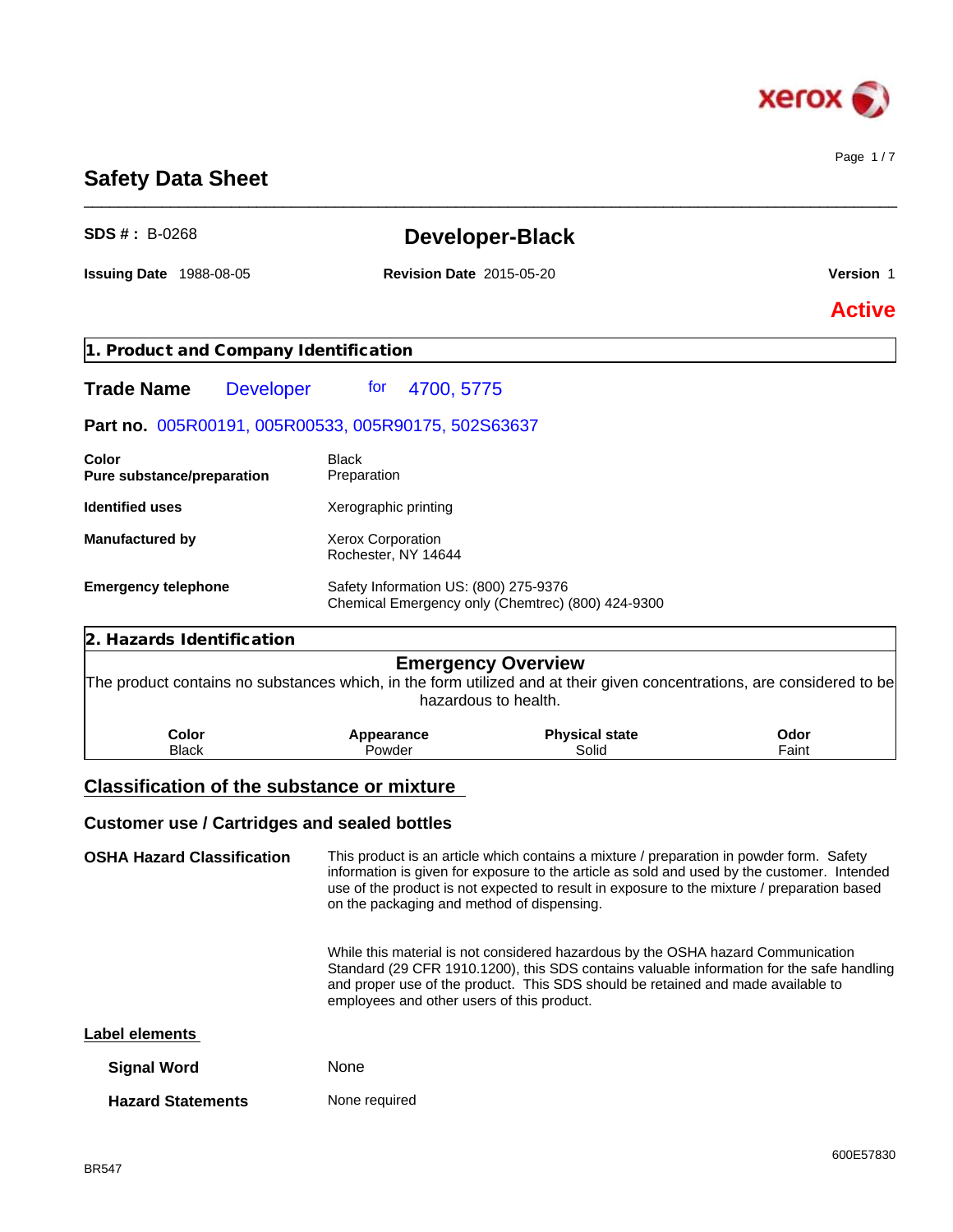# Safety Data Sheet

**SDS # :** B-0268

## Developer-Black

**Issuing Date** 1988-08-05 **Revision Date** 2015-05-20 **Version** 1

**Active**

## 1. Product and Company Identification

**Trade Name** Developer for 4700, 5775

**Part no.** 005R00191, 005R00533, 005R90175, 502S63637

| | |
|---|---|
| **Color** | Black |
| **Pure substance/preparation** | Preparation |
| **Identified uses** | Xerographic printing |
| **Manufactured by** | Xerox Corporation<br>Rochester, NY 14644 |
| **Emergency telephone** | Safety Information US: (800) 275-9376<br>Chemical Emergency only (Chemtrec) (800) 424-9300 |

## 2. Hazards Identification

### Emergency Overview

The product contains no substances which, in the form utilized and at their given concentrations, are considered to be hazardous to health.

| Color | Appearance | Physical state | Odor |
|---|---|---|---|
| Black | Powder | Solid | Faint |

### Classification of the substance or mixture

### Customer use / Cartridges and sealed bottles

**OSHA Hazard Classification**

This product is an article which contains a mixture / preparation in powder form. Safety information is given for exposure to the article as sold and used by the customer. Intended use of the product is not expected to result in exposure to the mixture / preparation based on the packaging and method of dispensing.

While this material is not considered hazardous by the OSHA hazard Communication Standard (29 CFR 1910.1200), this SDS contains valuable information for the safe handling and proper use of the product. This SDS should be retained and made available to employees and other users of this product.

### Label elements

**Signal Word** None

**Hazard Statements** None required

BR547

600E57830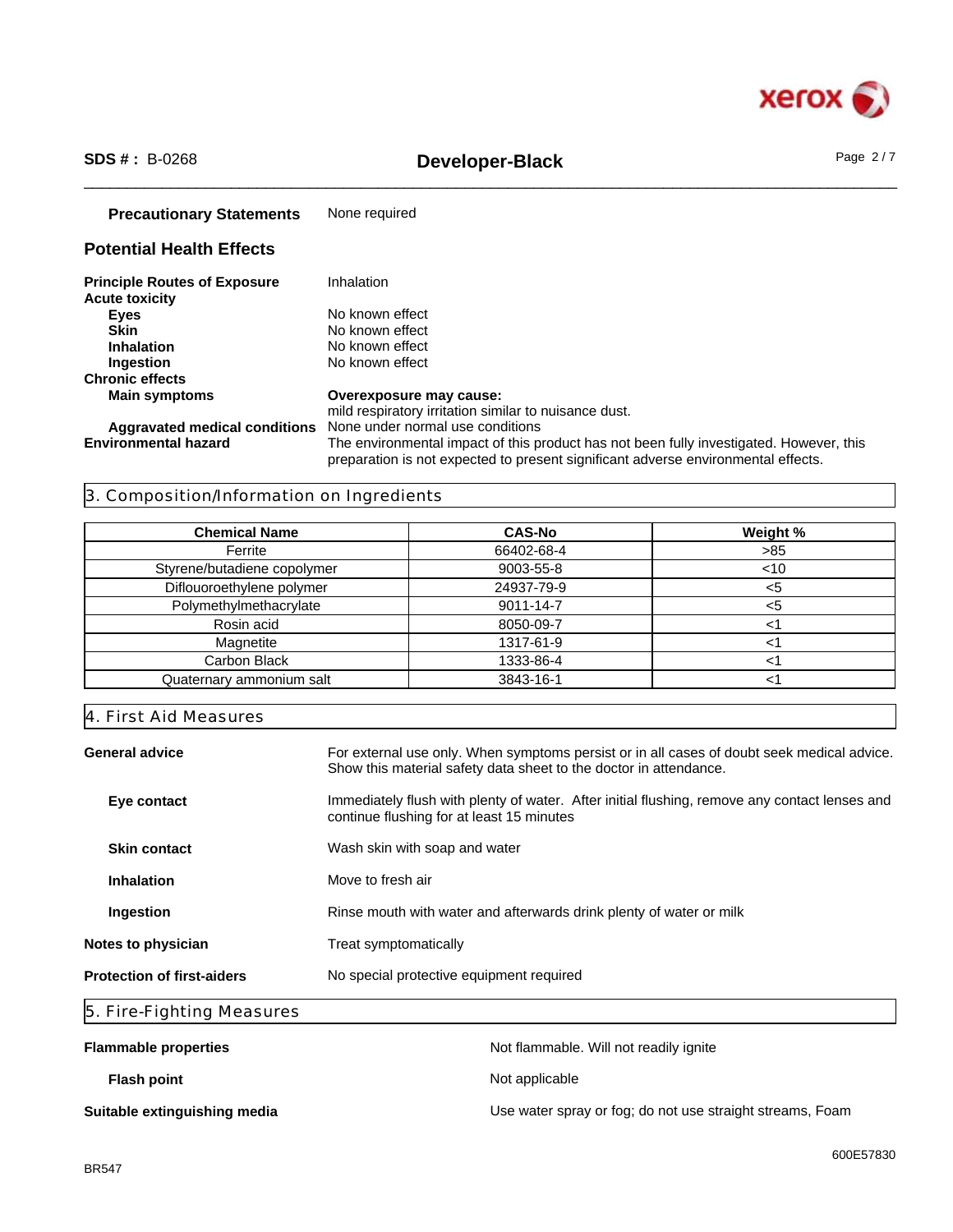**Precautionary Statements** None required

## Potential Health Effects

**Principle Routes of Exposure** Inhalation

**Acute toxicity**

- **Eyes** No known effect
- **Skin** No known effect
- **Inhalation** No known effect
- **Ingestion** No known effect

**Chronic effects**

- **Main symptoms** **Overexposure may cause:** mild respiratory irritation similar to nuisance dust.
- **Aggravated medical conditions** None under normal use conditions

**Environmental hazard** The environmental impact of this product has not been fully investigated. However, this preparation is not expected to present significant adverse environmental effects.

## 3. Composition/Information on Ingredients

| Chemical Name | CAS-No | Weight % |
|---|---|---|
| Ferrite | 66402-68-4 | >85 |
| Styrene/butadiene copolymer | 9003-55-8 | <10 |
| Diflouoroethylene polymer | 24937-79-9 | <5 |
| Polymethylmethacrylate | 9011-14-7 | <5 |
| Rosin acid | 8050-09-7 | <1 |
| Magnetite | 1317-61-9 | <1 |
| Carbon Black | 1333-86-4 | <1 |
| Quaternary ammonium salt | 3843-16-1 | <1 |

## 4. First Aid Measures

**General advice** For external use only. When symptoms persist or in all cases of doubt seek medical advice. Show this material safety data sheet to the doctor in attendance.

**Eye contact** Immediately flush with plenty of water. After initial flushing, remove any contact lenses and continue flushing for at least 15 minutes

**Skin contact** Wash skin with soap and water

**Inhalation** Move to fresh air

**Ingestion** Rinse mouth with water and afterwards drink plenty of water or milk

**Notes to physician** Treat symptomatically

**Protection of first-aiders** No special protective equipment required

## 5. Fire-Fighting Measures

**Flammable properties** Not flammable. Will not readily ignite

**Flash point** Not applicable

**Suitable extinguishing media** Use water spray or fog; do not use straight streams, Foam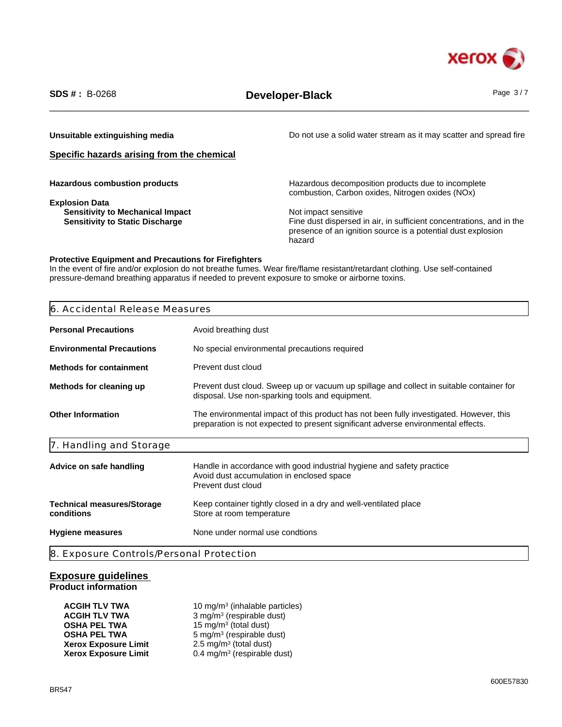| | |
|---|---|
| **Unsuitable extinguishing media** | Do not use a solid water stream as it may scatter and spread fire |

**Specific hazards arising from the chemical**

| | |
|---|---|
| **Hazardous combustion products** | Hazardous decomposition products due to incomplete combustion, Carbon oxides, Nitrogen oxides (NOx) |
| **Explosion Data** | |
| **Sensitivity to Mechanical Impact** | Not impact sensitive |
| **Sensitivity to Static Discharge** | Fine dust dispersed in air, in sufficient concentrations, and in the presence of an ignition source is a potential dust explosion hazard |

**Protective Equipment and Precautions for Firefighters**
In the event of fire and/or explosion do not breathe fumes. Wear fire/flame resistant/retardant clothing. Use self-contained pressure-demand breathing apparatus if needed to prevent exposure to smoke or airborne toxins.

## 6. Accidental Release Measures

| | |
|---|---|
| **Personal Precautions** | Avoid breathing dust |
| **Environmental Precautions** | No special environmental precautions required |
| **Methods for containment** | Prevent dust cloud |
| **Methods for cleaning up** | Prevent dust cloud. Sweep up or vacuum up spillage and collect in suitable container for disposal. Use non-sparking tools and equipment. |
| **Other Information** | The environmental impact of this product has not been fully investigated. However, this preparation is not expected to present significant adverse environmental effects. |

## 7. Handling and Storage

| | |
|---|---|
| **Advice on safe handling** | Handle in accordance with good industrial hygiene and safety practice<br>Avoid dust accumulation in enclosed space<br>Prevent dust cloud |
| **Technical measures/Storage conditions** | Keep container tightly closed in a dry and well-ventilated place<br>Store at room temperature |
| **Hygiene measures** | None under normal use condtions |

## 8. Exposure Controls/Personal Protection

**Exposure guidelines**

**Product information**

| | |
|---|---|
| **ACGIH TLV TWA** | 10 mg/m³ (inhalable particles) |
| **ACGIH TLV TWA** | 3 mg/m³ (respirable dust) |
| **OSHA PEL TWA** | 15 mg/m³ (total dust) |
| **OSHA PEL TWA** | 5 mg/m³ (respirable dust) |
| **Xerox Exposure Limit** | 2.5 mg/m³ (total dust) |
| **Xerox Exposure Limit** | 0.4 mg/m³ (respirable dust) |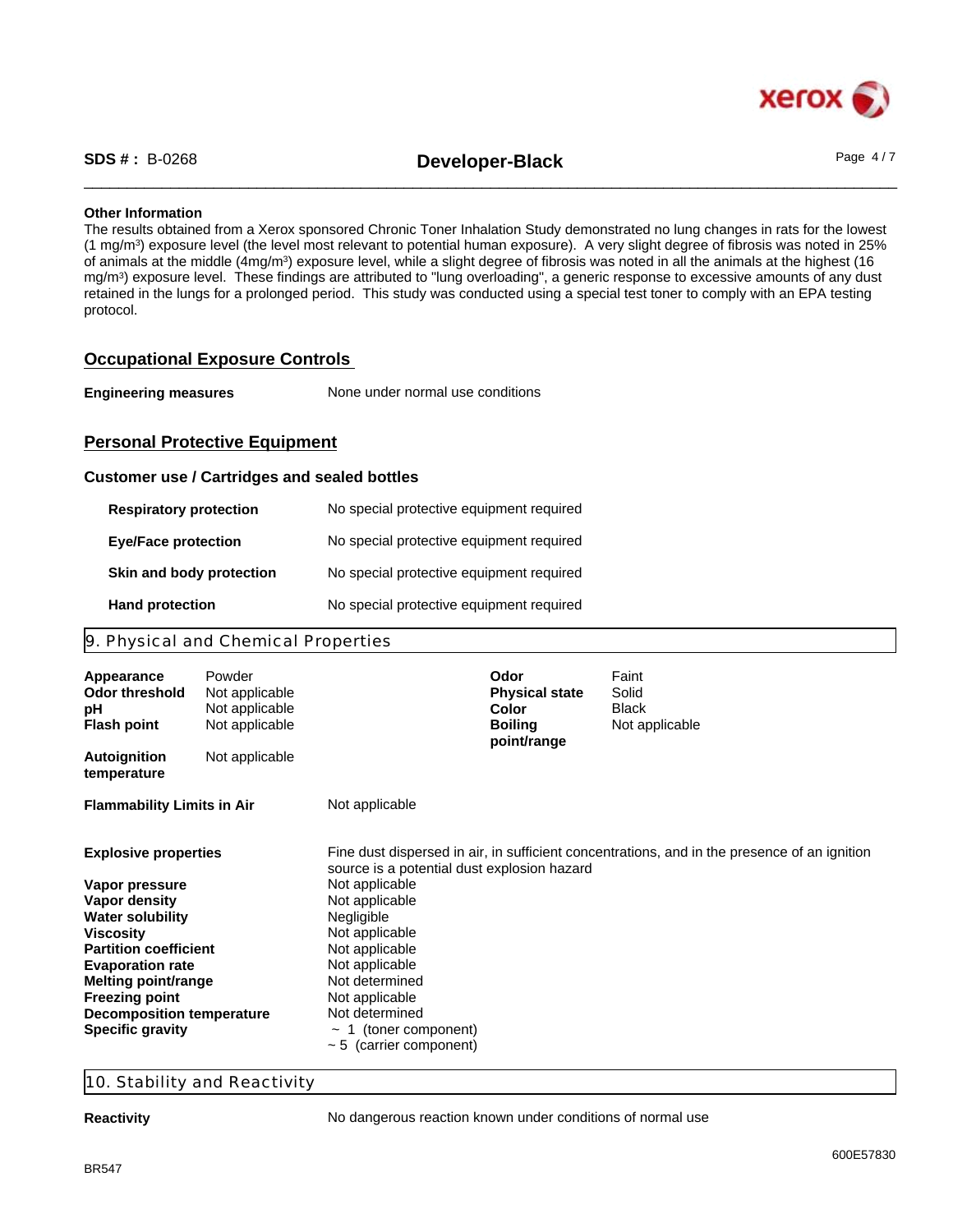### Other Information

The results obtained from a Xerox sponsored Chronic Toner Inhalation Study demonstrated no lung changes in rats for the lowest (1 mg/m$^3$) exposure level (the level most relevant to potential human exposure). A very slight degree of fibrosis was noted in 25% of animals at the middle (4mg/m$^3$) exposure level, while a slight degree of fibrosis was noted in all the animals at the highest (16 mg/m$^3$) exposure level. These findings are attributed to "lung overloading", a generic response to excessive amounts of any dust retained in the lungs for a prolonged period. This study was conducted using a special test toner to comply with an EPA testing protocol.

## Occupational Exposure Controls

| | |
|---|---|
| **Engineering measures** | None under normal use conditions |

## Personal Protective Equipment

### Customer use / Cartridges and sealed bottles

| | |
|---|---|
| **Respiratory protection** | No special protective equipment required |
| **Eye/Face protection** | No special protective equipment required |
| **Skin and body protection** | No special protective equipment required |
| **Hand protection** | No special protective equipment required |

## 9. Physical and Chemical Properties

| | | | |
|---|---|---|---|
| **Appearance** | Powder | **Odor** | Faint |
| **Odor threshold** | Not applicable | **Physical state** | Solid |
| **pH** | Not applicable | **Color** | Black |
| **Flash point** | Not applicable | **Boiling point/range** | Not applicable |
| **Autoignition temperature** | Not applicable | | |

| | |
|---|---|
| **Flammability Limits in Air** | Not applicable |
| **Explosive properties** | Fine dust dispersed in air, in sufficient concentrations, and in the presence of an ignition source is a potential dust explosion hazard |
| **Vapor pressure** | Not applicable |
| **Vapor density** | Not applicable |
| **Water solubility** | Negligible |
| **Viscosity** | Not applicable |
| **Partition coefficient** | Not applicable |
| **Evaporation rate** | Not applicable |
| **Melting point/range** | Not determined |
| **Freezing point** | Not applicable |
| **Decomposition temperature** | Not determined |
| **Specific gravity** | ~ 1 (toner component)<br>~ 5 (carrier component) |

## 10. Stability and Reactivity

| | |
|---|---|
| **Reactivity** | No dangerous reaction known under conditions of normal use |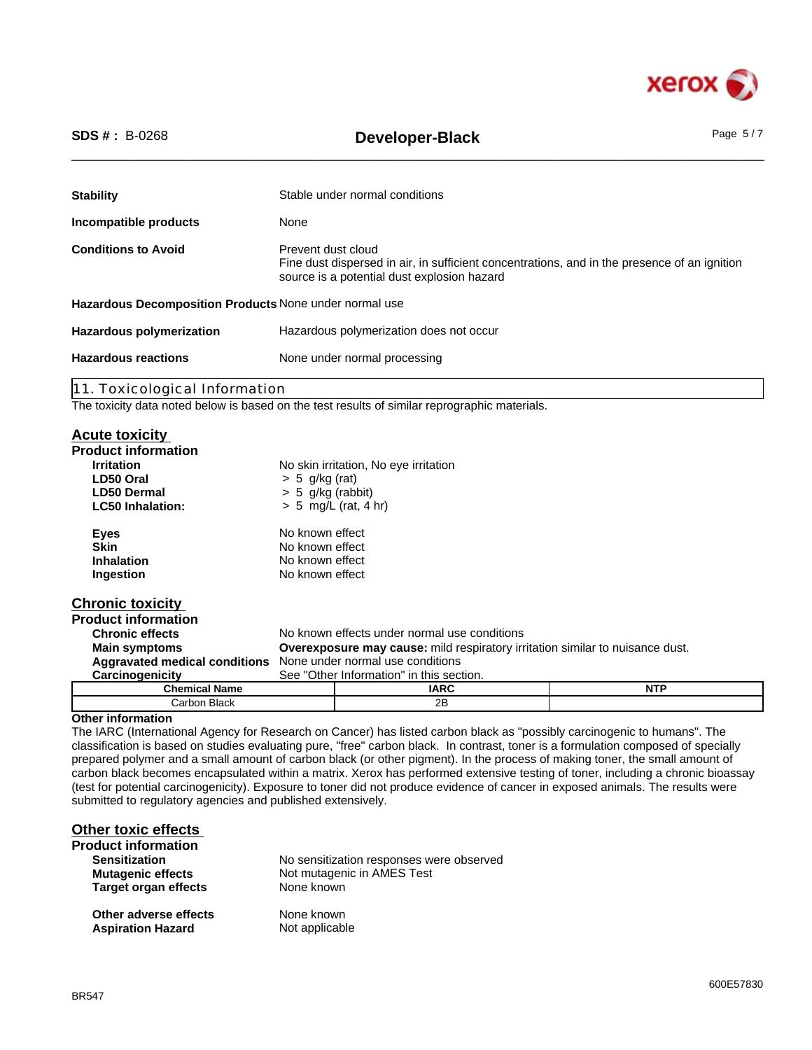**Stability** Stable under normal conditions

**Incompatible products** None

**Conditions to Avoid** Prevent dust cloud
Fine dust dispersed in air, in sufficient concentrations, and in the presence of an ignition source is a potential dust explosion hazard

**Hazardous Decomposition Products** None under normal use

**Hazardous polymerization** Hazardous polymerization does not occur

**Hazardous reactions** None under normal processing

## 11. Toxicological Information

The toxicity data noted below is based on the test results of similar reprographic materials.

### Acute toxicity

**Product information**

**Irritation** No skin irritation, No eye irritation
**LD50 Oral** > 5 g/kg (rat)
**LD50 Dermal** > 5 g/kg (rabbit)
**LC50 Inhalation:** > 5 mg/L (rat, 4 hr)

**Eyes** No known effect
**Skin** No known effect
**Inhalation** No known effect
**Ingestion** No known effect

### Chronic toxicity

**Product information**

**Chronic effects** No known effects under normal use conditions
**Main symptoms** **Overexposure may cause:** mild respiratory irritation similar to nuisance dust.
**Aggravated medical conditions** None under normal use conditions
**Carcinogenicity** See "Other Information" in this section.

| Chemical Name | IARC | NTP |
|---|---|---|
| Carbon Black | 2B | |

**Other information**

The IARC (International Agency for Research on Cancer) has listed carbon black as "possibly carcinogenic to humans". The classification is based on studies evaluating pure, "free" carbon black. In contrast, toner is a formulation composed of specially prepared polymer and a small amount of carbon black (or other pigment). In the process of making toner, the small amount of carbon black becomes encapsulated within a matrix. Xerox has performed extensive testing of toner, including a chronic bioassay (test for potential carcinogenicity). Exposure to toner did not produce evidence of cancer in exposed animals. The results were submitted to regulatory agencies and published extensively.

### Other toxic effects

**Product information**

**Sensitization** No sensitization responses were observed
**Mutagenic effects** Not mutagenic in AMES Test
**Target organ effects** None known

**Other adverse effects** None known
**Aspiration Hazard** Not applicable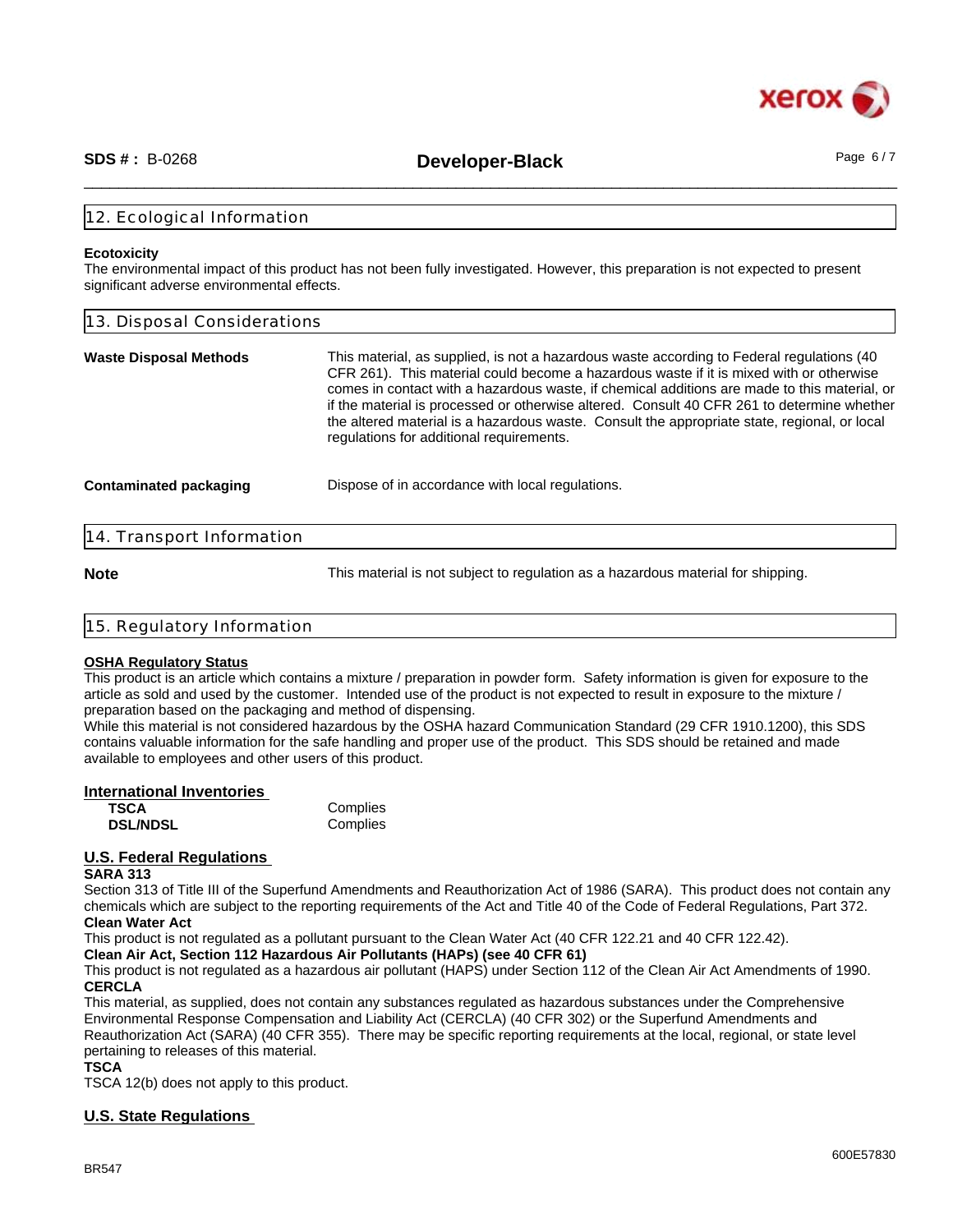## 12. Ecological Information

**Ecotoxicity**
The environmental impact of this product has not been fully investigated. However, this preparation is not expected to present significant adverse environmental effects.

## 13. Disposal Considerations

**Waste Disposal Methods** This material, as supplied, is not a hazardous waste according to Federal regulations (40 CFR 261). This material could become a hazardous waste if it is mixed with or otherwise comes in contact with a hazardous waste, if chemical additions are made to this material, or if the material is processed or otherwise altered. Consult 40 CFR 261 to determine whether the altered material is a hazardous waste. Consult the appropriate state, regional, or local regulations for additional requirements.

**Contaminated packaging** Dispose of in accordance with local regulations.

## 14. Transport Information

**Note** This material is not subject to regulation as a hazardous material for shipping.

## 15. Regulatory Information

**OSHA Regulatory Status**
This product is an article which contains a mixture / preparation in powder form. Safety information is given for exposure to the article as sold and used by the customer. Intended use of the product is not expected to result in exposure to the mixture / preparation based on the packaging and method of dispensing.
While this material is not considered hazardous by the OSHA hazard Communication Standard (29 CFR 1910.1200), this SDS contains valuable information for the safe handling and proper use of the product. This SDS should be retained and made available to employees and other users of this product.

**International Inventories**

| | |
|---|---|
| **TSCA** | Complies |
| **DSL/NDSL** | Complies |

**U.S. Federal Regulations**

**SARA 313**
Section 313 of Title III of the Superfund Amendments and Reauthorization Act of 1986 (SARA). This product does not contain any chemicals which are subject to the reporting requirements of the Act and Title 40 of the Code of Federal Regulations, Part 372.

**Clean Water Act**
This product is not regulated as a pollutant pursuant to the Clean Water Act (40 CFR 122.21 and 40 CFR 122.42).

**Clean Air Act, Section 112 Hazardous Air Pollutants (HAPs) (see 40 CFR 61)**
This product is not regulated as a hazardous air pollutant (HAPS) under Section 112 of the Clean Air Act Amendments of 1990.

**CERCLA**
This material, as supplied, does not contain any substances regulated as hazardous substances under the Comprehensive Environmental Response Compensation and Liability Act (CERCLA) (40 CFR 302) or the Superfund Amendments and Reauthorization Act (SARA) (40 CFR 355). There may be specific reporting requirements at the local, regional, or state level pertaining to releases of this material.

**TSCA**
TSCA 12(b) does not apply to this product.

**U.S. State Regulations**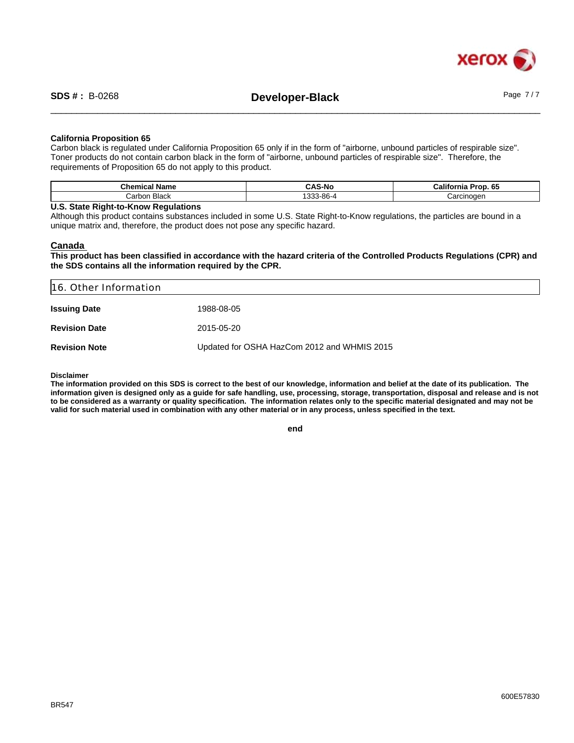#### California Proposition 65

Carbon black is regulated under California Proposition 65 only if in the form of "airborne, unbound particles of respirable size". Toner products do not contain carbon black in the form of "airborne, unbound particles of respirable size". Therefore, the requirements of Proposition 65 do not apply to this product.

| Chemical Name | CAS-No | California Prop. 65 |
|---|---|---|
| Carbon Black | 1333-86-4 | Carcinogen |

#### U.S. State Right-to-Know Regulations

Although this product contains substances included in some U.S. State Right-to-Know regulations, the particles are bound in a unique matrix and, therefore, the product does not pose any specific hazard.

#### Canada

**This product has been classified in accordance with the hazard criteria of the Controlled Products Regulations (CPR) and the SDS contains all the information required by the CPR.**

## 16. Other Information

**Issuing Date** 1988-08-05

**Revision Date** 2015-05-20

**Revision Note** Updated for OSHA HazCom 2012 and WHMIS 2015

**Disclaimer**

**The information provided on this SDS is correct to the best of our knowledge, information and belief at the date of its publication. The information given is designed only as a guide for safe handling, use, processing, storage, transportation, disposal and release and is not to be considered as a warranty or quality specification. The information relates only to the specific material designated and may not be valid for such material used in combination with any other material or in any process, unless specified in the text.**

**end**